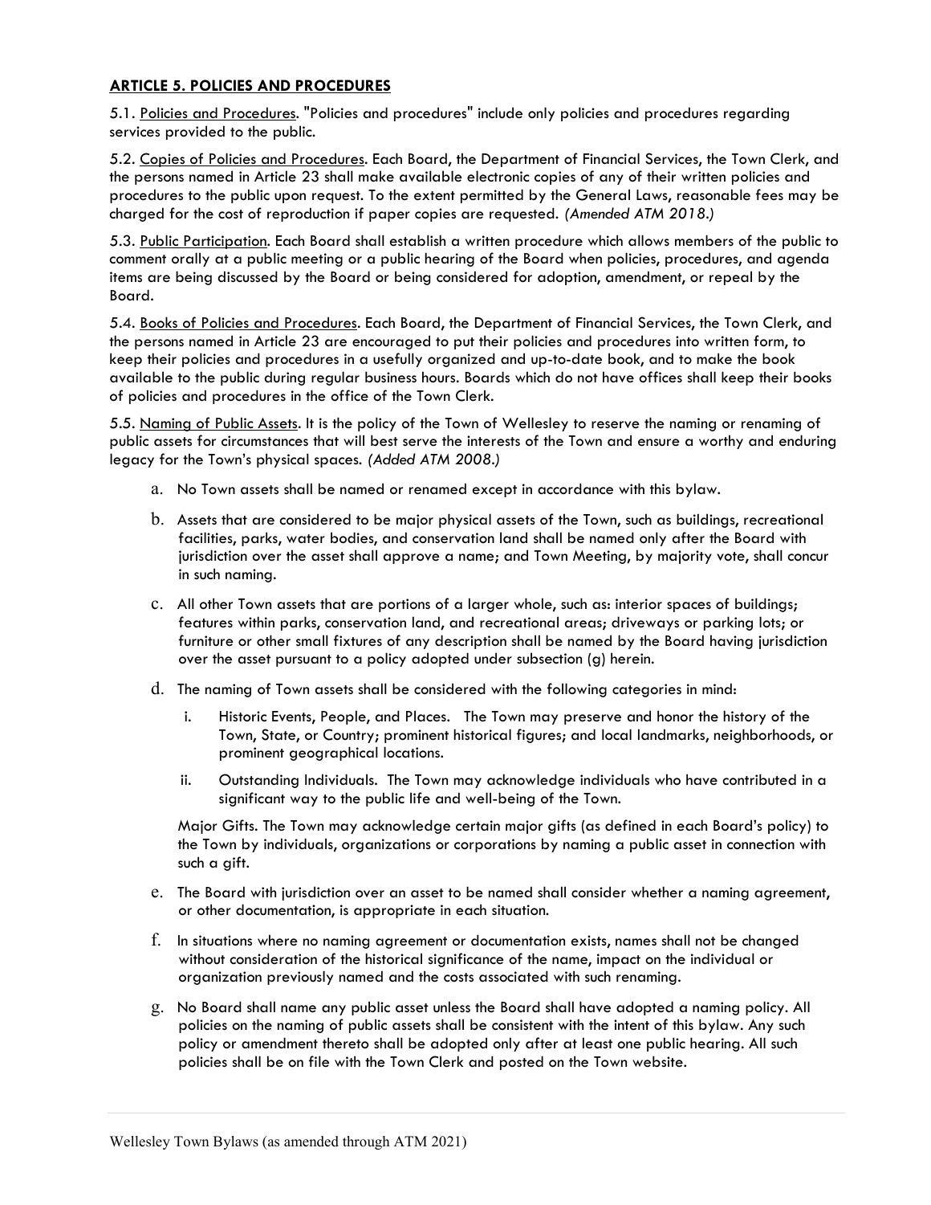## ARTICLE 5. POLICIES AND PROCEDURES

5.1. Policies and Procedures. "Policies and procedures" include only policies and procedures regarding services provided to the public.

5.2. Copies of Policies and Procedures. Each Board, the Department of Financial Services, the Town Clerk, and the persons named in Article 23 shall make available electronic copies of any of their written policies and procedures to the public upon request. To the extent permitted by the General Laws, reasonable fees may be charged for the cost of reproduction if paper copies are requested. *(Amended ATM 2018.)*

5.3. Public Participation. Each Board shall establish a written procedure which allows members of the public to comment orally at a public meeting or a public hearing of the Board when policies, procedures, and agenda items are being discussed by the Board or being considered for adoption, amendment, or repeal by the Board.

5.4. Books of Policies and Procedures. Each Board, the Department of Financial Services, the Town Clerk, and the persons named in Article 23 are encouraged to put their policies and procedures into written form, to keep their policies and procedures in a usefully organized and up-to-date book, and to make the book available to the public during regular business hours. Boards which do not have offices shall keep their books of policies and procedures in the office of the Town Clerk.

5.5. Naming of Public Assets. It is the policy of the Town of Wellesley to reserve the naming or renaming of public assets for circumstances that will best serve the interests of the Town and ensure a worthy and enduring legacy for the Town's physical spaces. *(Added ATM 2008.)*

a. No Town assets shall be named or renamed except in accordance with this bylaw.

b. Assets that are considered to be major physical assets of the Town, such as buildings, recreational facilities, parks, water bodies, and conservation land shall be named only after the Board with jurisdiction over the asset shall approve a name; and Town Meeting, by majority vote, shall concur in such naming.

c. All other Town assets that are portions of a larger whole, such as: interior spaces of buildings; features within parks, conservation land, and recreational areas; driveways or parking lots; or furniture or other small fixtures of any description shall be named by the Board having jurisdiction over the asset pursuant to a policy adopted under subsection (g) herein.

d. The naming of Town assets shall be considered with the following categories in mind:

   i. Historic Events, People, and Places. The Town may preserve and honor the history of the Town, State, or Country; prominent historical figures; and local landmarks, neighborhoods, or prominent geographical locations.

   ii. Outstanding Individuals. The Town may acknowledge individuals who have contributed in a significant way to the public life and well-being of the Town.

   Major Gifts. The Town may acknowledge certain major gifts (as defined in each Board's policy) to the Town by individuals, organizations or corporations by naming a public asset in connection with such a gift.

e. The Board with jurisdiction over an asset to be named shall consider whether a naming agreement, or other documentation, is appropriate in each situation.

f. In situations where no naming agreement or documentation exists, names shall not be changed without consideration of the historical significance of the name, impact on the individual or organization previously named and the costs associated with such renaming.

g. No Board shall name any public asset unless the Board shall have adopted a naming policy. All policies on the naming of public assets shall be consistent with the intent of this bylaw. Any such policy or amendment thereto shall be adopted only after at least one public hearing. All such policies shall be on file with the Town Clerk and posted on the Town website.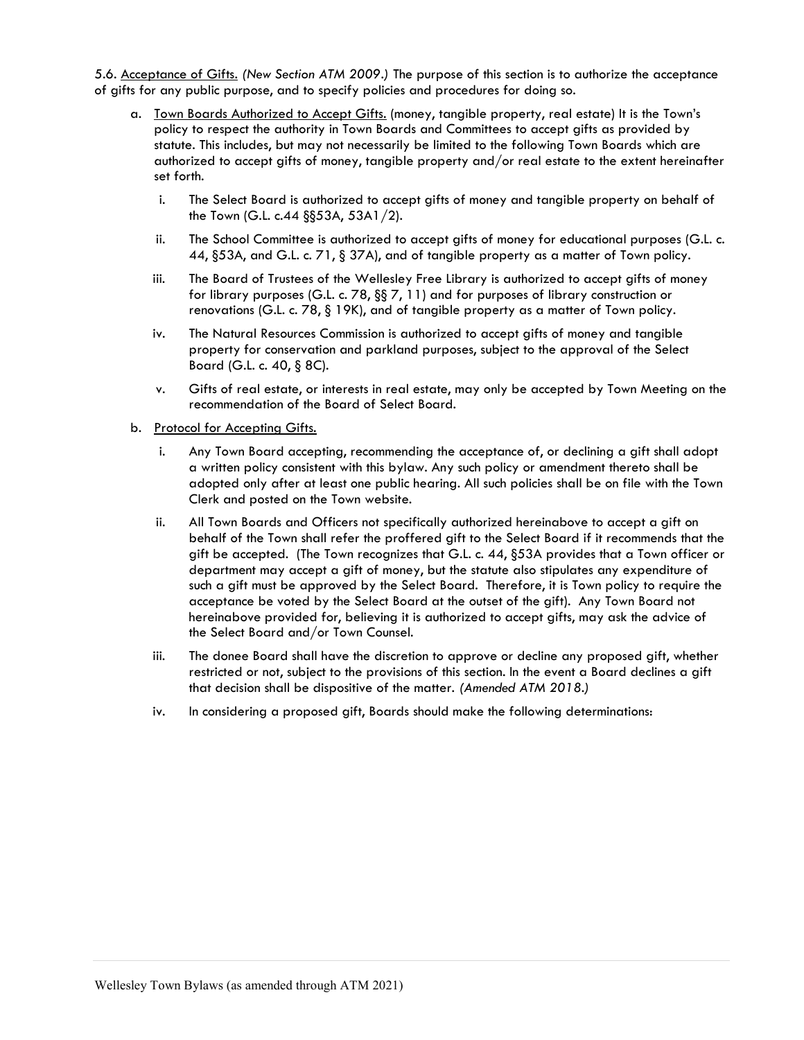5.6. Acceptance of Gifts. *(New Section ATM 2009.)* The purpose of this section is to authorize the acceptance of gifts for any public purpose, and to specify policies and procedures for doing so.

a. Town Boards Authorized to Accept Gifts. (money, tangible property, real estate) It is the Town's policy to respect the authority in Town Boards and Committees to accept gifts as provided by statute. This includes, but may not necessarily be limited to the following Town Boards which are authorized to accept gifts of money, tangible property and/or real estate to the extent hereinafter set forth.

   i. The Select Board is authorized to accept gifts of money and tangible property on behalf of the Town (G.L. c.44 §§53A, 53A1/2).

   ii. The School Committee is authorized to accept gifts of money for educational purposes (G.L. c. 44, §53A, and G.L. c. 71, § 37A), and of tangible property as a matter of Town policy.

   iii. The Board of Trustees of the Wellesley Free Library is authorized to accept gifts of money for library purposes (G.L. c. 78, §§ 7, 11) and for purposes of library construction or renovations (G.L. c. 78, § 19K), and of tangible property as a matter of Town policy.

   iv. The Natural Resources Commission is authorized to accept gifts of money and tangible property for conservation and parkland purposes, subject to the approval of the Select Board (G.L. c. 40, § 8C).

   v. Gifts of real estate, or interests in real estate, may only be accepted by Town Meeting on the recommendation of the Board of Select Board.

b. Protocol for Accepting Gifts.

   i. Any Town Board accepting, recommending the acceptance of, or declining a gift shall adopt a written policy consistent with this bylaw. Any such policy or amendment thereto shall be adopted only after at least one public hearing. All such policies shall be on file with the Town Clerk and posted on the Town website.

   ii. All Town Boards and Officers not specifically authorized hereinabove to accept a gift on behalf of the Town shall refer the proffered gift to the Select Board if it recommends that the gift be accepted. (The Town recognizes that G.L. c. 44, §53A provides that a Town officer or department may accept a gift of money, but the statute also stipulates any expenditure of such a gift must be approved by the Select Board. Therefore, it is Town policy to require the acceptance be voted by the Select Board at the outset of the gift). Any Town Board not hereinabove provided for, believing it is authorized to accept gifts, may ask the advice of the Select Board and/or Town Counsel.

   iii. The donee Board shall have the discretion to approve or decline any proposed gift, whether restricted or not, subject to the provisions of this section. In the event a Board declines a gift that decision shall be dispositive of the matter. *(Amended ATM 2018.)*

   iv. In considering a proposed gift, Boards should make the following determinations: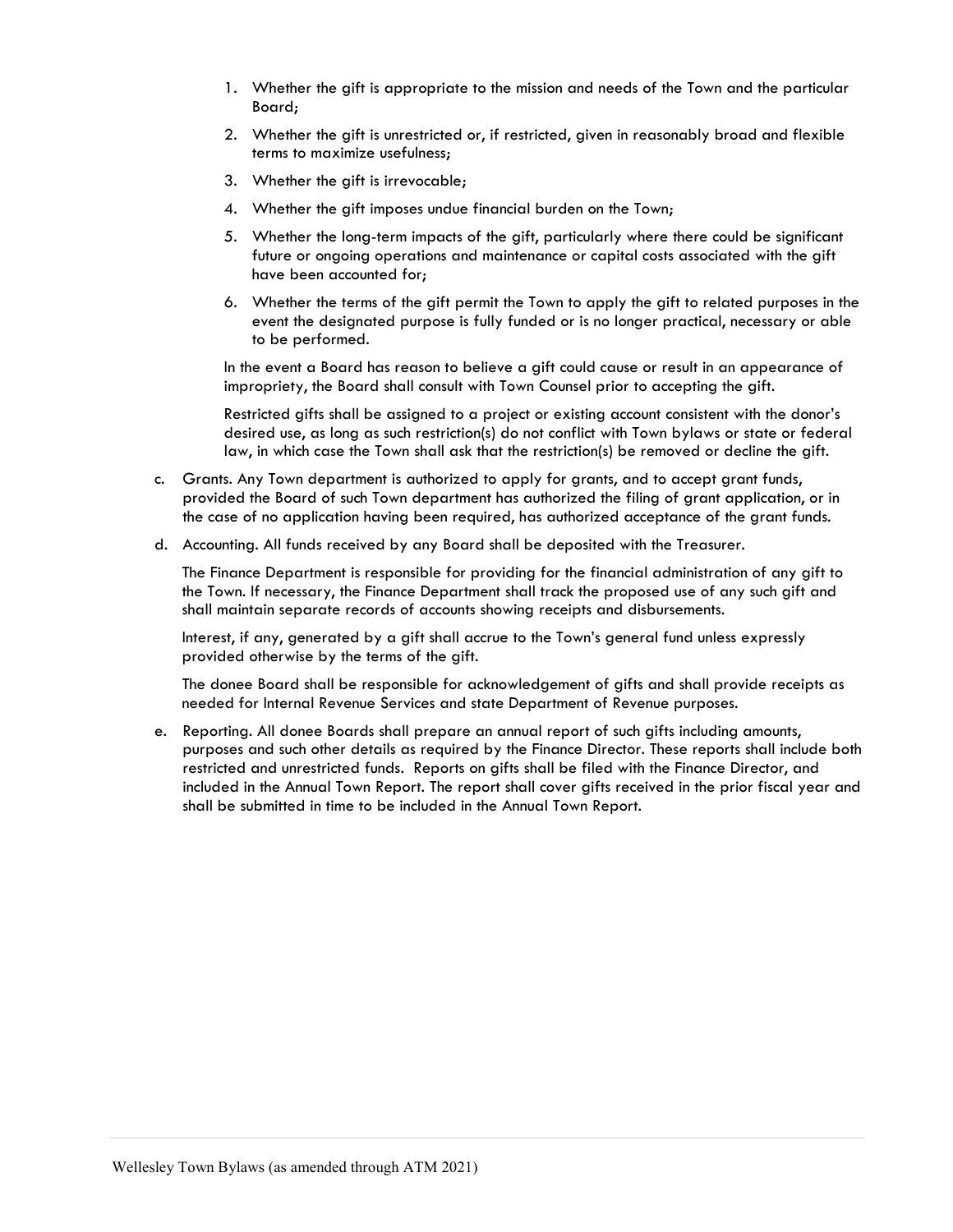1. Whether the gift is appropriate to the mission and needs of the Town and the particular Board;
2. Whether the gift is unrestricted or, if restricted, given in reasonably broad and flexible terms to maximize usefulness;
3. Whether the gift is irrevocable;
4. Whether the gift imposes undue financial burden on the Town;
5. Whether the long-term impacts of the gift, particularly where there could be significant future or ongoing operations and maintenance or capital costs associated with the gift have been accounted for;
6. Whether the terms of the gift permit the Town to apply the gift to related purposes in the event the designated purpose is fully funded or is no longer practical, necessary or able to be performed.

In the event a Board has reason to believe a gift could cause or result in an appearance of impropriety, the Board shall consult with Town Counsel prior to accepting the gift.

Restricted gifts shall be assigned to a project or existing account consistent with the donor's desired use, as long as such restriction(s) do not conflict with Town bylaws or state or federal law, in which case the Town shall ask that the restriction(s) be removed or decline the gift.

c. Grants. Any Town department is authorized to apply for grants, and to accept grant funds, provided the Board of such Town department has authorized the filing of grant application, or in the case of no application having been required, has authorized acceptance of the grant funds.

d. Accounting. All funds received by any Board shall be deposited with the Treasurer.

The Finance Department is responsible for providing for the financial administration of any gift to the Town. If necessary, the Finance Department shall track the proposed use of any such gift and shall maintain separate records of accounts showing receipts and disbursements.

Interest, if any, generated by a gift shall accrue to the Town's general fund unless expressly provided otherwise by the terms of the gift.

The donee Board shall be responsible for acknowledgement of gifts and shall provide receipts as needed for Internal Revenue Services and state Department of Revenue purposes.

e. Reporting. All donee Boards shall prepare an annual report of such gifts including amounts, purposes and such other details as required by the Finance Director. These reports shall include both restricted and unrestricted funds. Reports on gifts shall be filed with the Finance Director, and included in the Annual Town Report. The report shall cover gifts received in the prior fiscal year and shall be submitted in time to be included in the Annual Town Report.